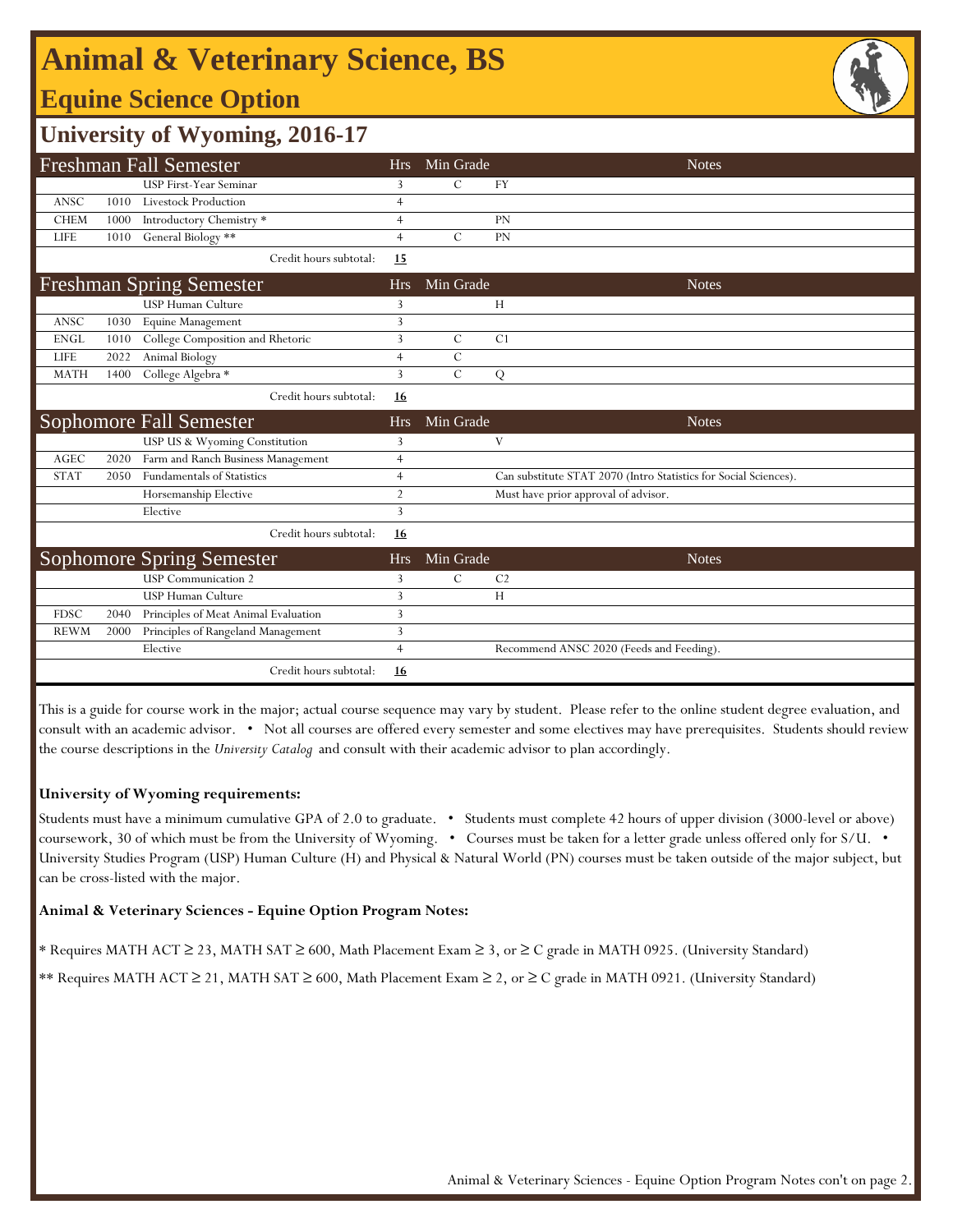# Animal & Veterinary Science, BS

## Equine Science Option

## University of Wyoming, 2016-17

| Freshman Fall Semester | | | Hrs | Min Grade | Notes |
|---|---|---|---|---|---|
| | | USP First-Year Seminar | 3 | C | FY |
| ANSC | 1010 | Livestock Production | 4 | | |
| CHEM | 1000 | Introductory Chemistry * | 4 | | PN |
| LIFE | 1010 | General Biology ** | 4 | C | PN |
| | | Credit hours subtotal: | **15** | | |

| Freshman Spring Semester | | | Hrs | Min Grade | Notes |
|---|---|---|---|---|---|
| | | USP Human Culture | 3 | | H |
| ANSC | 1030 | Equine Management | 3 | | |
| ENGL | 1010 | College Composition and Rhetoric | 3 | C | C1 |
| LIFE | 2022 | Animal Biology | 4 | C | |
| MATH | 1400 | College Algebra * | 3 | C | Q |
| | | Credit hours subtotal: | **16** | | |

| Sophomore Fall Semester | | | Hrs | Min Grade | Notes |
|---|---|---|---|---|---|
| | | USP US & Wyoming Constitution | 3 | | V |
| AGEC | 2020 | Farm and Ranch Business Management | 4 | | |
| STAT | 2050 | Fundamentals of Statistics | 4 | | Can substitute STAT 2070 (Intro Statistics for Social Sciences). |
| | | Horsemanship Elective | 2 | | Must have prior approval of advisor. |
| | | Elective | 3 | | |
| | | Credit hours subtotal: | **16** | | |

| Sophomore Spring Semester | | | Hrs | Min Grade | Notes |
|---|---|---|---|---|---|
| | | USP Communication 2 | 3 | C | C2 |
| | | USP Human Culture | 3 | | H |
| FDSC | 2040 | Principles of Meat Animal Evaluation | 3 | | |
| REWM | 2000 | Principles of Rangeland Management | 3 | | |
| | | Elective | 4 | | Recommend ANSC 2020 (Feeds and Feeding). |
| | | Credit hours subtotal: | **16** | | |

This is a guide for course work in the major; actual course sequence may vary by student. Please refer to the online student degree evaluation, and consult with an academic advisor. • Not all courses are offered every semester and some electives may have prerequisites. Students should review the course descriptions in the *University Catalog* and consult with their academic advisor to plan accordingly.

**University of Wyoming requirements:**

Students must have a minimum cumulative GPA of 2.0 to graduate. • Students must complete 42 hours of upper division (3000-level or above) coursework, 30 of which must be from the University of Wyoming. • Courses must be taken for a letter grade unless offered only for S/U. • University Studies Program (USP) Human Culture (H) and Physical & Natural World (PN) courses must be taken outside of the major subject, but can be cross-listed with the major.

**Animal & Veterinary Sciences - Equine Option Program Notes:**

* Requires MATH ACT ≥ 23, MATH SAT ≥ 600, Math Placement Exam ≥ 3, or ≥ C grade in MATH 0925. (University Standard)

** Requires MATH ACT ≥ 21, MATH SAT ≥ 600, Math Placement Exam ≥ 2, or ≥ C grade in MATH 0921. (University Standard)

Animal & Veterinary Sciences - Equine Option Program Notes con't on page 2.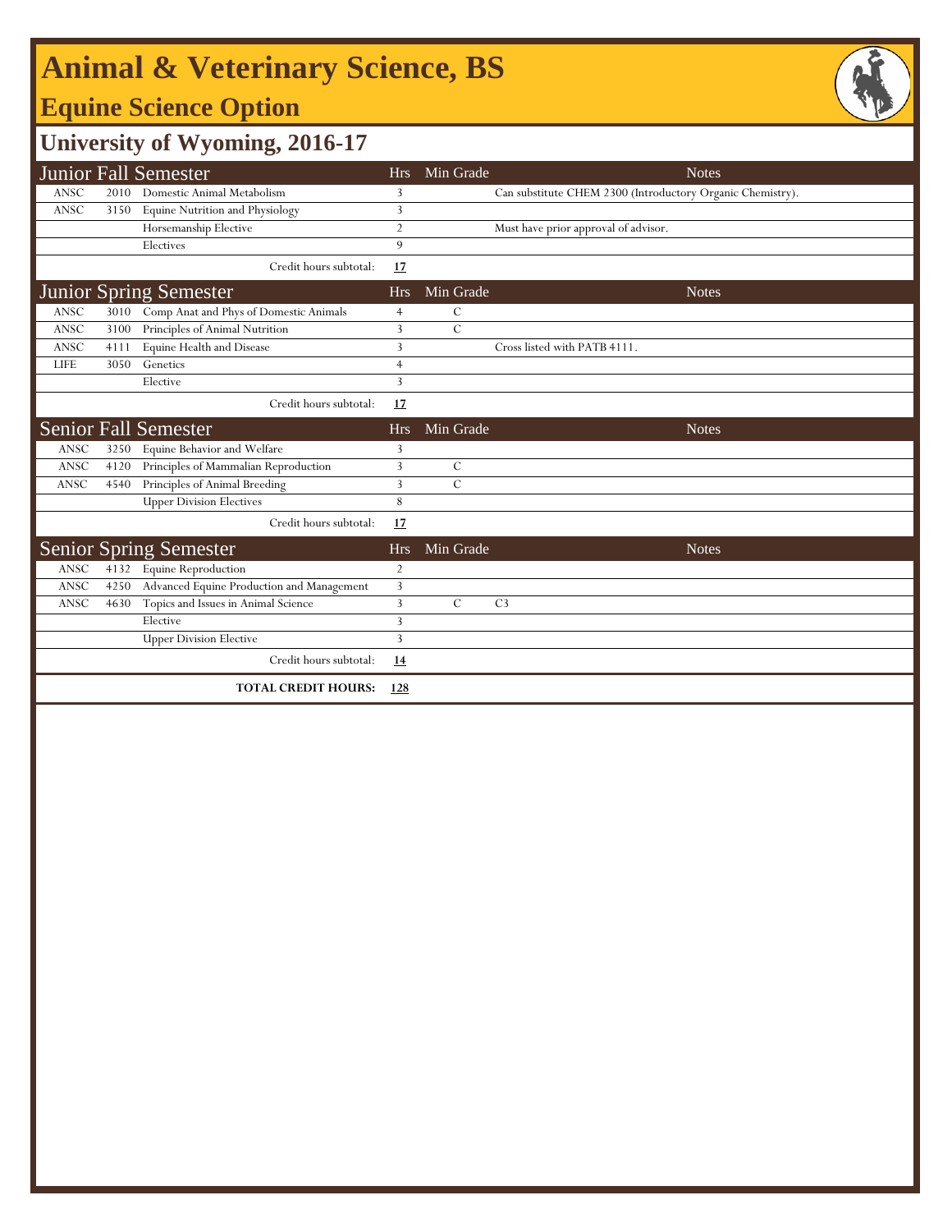# Animal & Veterinary Science, BS

## Equine Science Option

## University of Wyoming, 2016-17

### Junior Fall Semester

| | | | Hrs | Min Grade | Notes |
|---|---|---|---|---|---|
| ANSC | 2010 | Domestic Animal Metabolism | 3 | | Can substitute CHEM 2300 (Introductory Organic Chemistry). |
| ANSC | 3150 | Equine Nutrition and Physiology | 3 | | |
| | | Horsemanship Elective | 2 | | Must have prior approval of advisor. |
| | | Electives | 9 | | |
| | | Credit hours subtotal: | **17** | | |

### Junior Spring Semester

| | | | Hrs | Min Grade | Notes |
|---|---|---|---|---|---|
| ANSC | 3010 | Comp Anat and Phys of Domestic Animals | 4 | C | |
| ANSC | 3100 | Principles of Animal Nutrition | 3 | C | |
| ANSC | 4111 | Equine Health and Disease | 3 | | Cross listed with PATB 4111. |
| LIFE | 3050 | Genetics | 4 | | |
| | | Elective | 3 | | |
| | | Credit hours subtotal: | **17** | | |

### Senior Fall Semester

| | | | Hrs | Min Grade | Notes |
|---|---|---|---|---|---|
| ANSC | 3250 | Equine Behavior and Welfare | 3 | | |
| ANSC | 4120 | Principles of Mammalian Reproduction | 3 | C | |
| ANSC | 4540 | Principles of Animal Breeding | 3 | C | |
| | | Upper Division Electives | 8 | | |
| | | Credit hours subtotal: | **17** | | |

### Senior Spring Semester

| | | | Hrs | Min Grade | Notes |
|---|---|---|---|---|---|
| ANSC | 4132 | Equine Reproduction | 2 | | |
| ANSC | 4250 | Advanced Equine Production and Management | 3 | | |
| ANSC | 4630 | Topics and Issues in Animal Science | 3 | C | C3 |
| | | Elective | 3 | | |
| | | Upper Division Elective | 3 | | |
| | | Credit hours subtotal: | **14** | | |

**TOTAL CREDIT HOURS: 128**